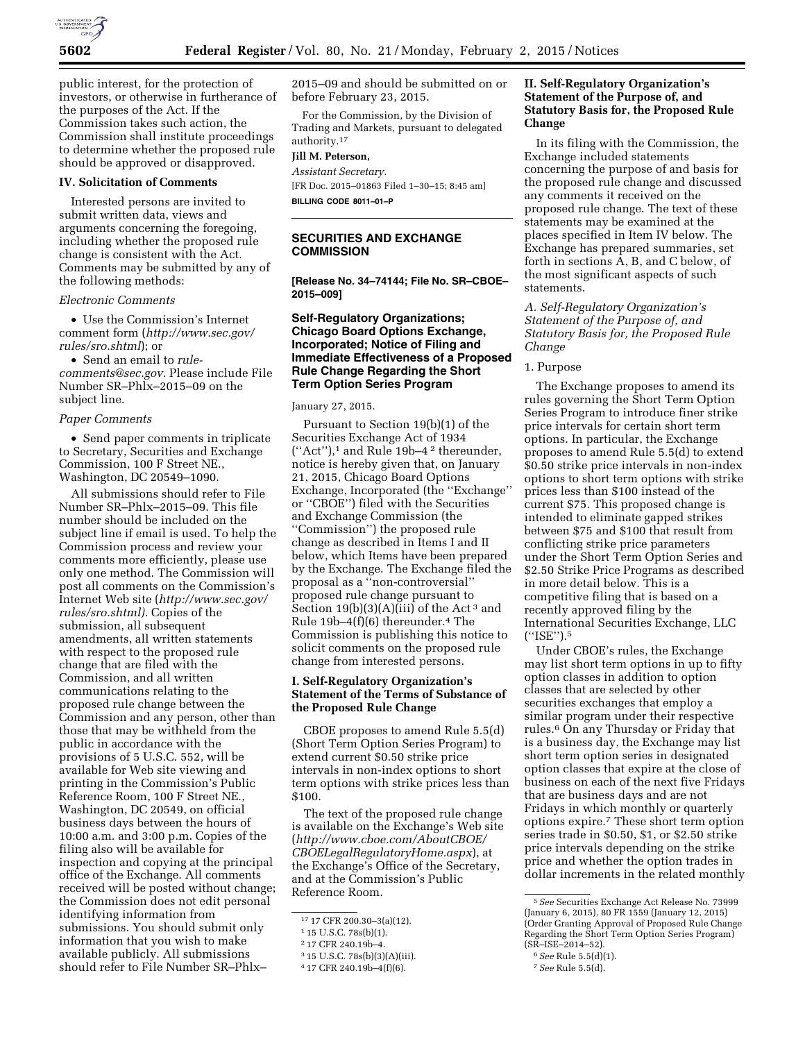public interest, for the protection of investors, or otherwise in furtherance of the purposes of the Act. If the Commission takes such action, the Commission shall institute proceedings to determine whether the proposed rule should be approved or disapproved.

## IV. Solicitation of Comments

Interested persons are invited to submit written data, views and arguments concerning the foregoing, including whether the proposed rule change is consistent with the Act. Comments may be submitted by any of the following methods:

*Electronic Comments*

- Use the Commission's Internet comment form (*http://www.sec.gov/rules/sro.shtml*); or
- Send an email to *rule-comments@sec.gov.* Please include File Number SR–Phlx–2015–09 on the subject line.

*Paper Comments*

- Send paper comments in triplicate to Secretary, Securities and Exchange Commission, 100 F Street NE., Washington, DC 20549–1090.

All submissions should refer to File Number SR–Phlx–2015–09. This file number should be included on the subject line if email is used. To help the Commission process and review your comments more efficiently, please use only one method. The Commission will post all comments on the Commission's Internet Web site (*http://www.sec.gov/rules/sro.shtml).* Copies of the submission, all subsequent amendments, all written statements with respect to the proposed rule change that are filed with the Commission, and all written communications relating to the proposed rule change between the Commission and any person, other than those that may be withheld from the public in accordance with the provisions of 5 U.S.C. 552, will be available for Web site viewing and printing in the Commission's Public Reference Room, 100 F Street NE., Washington, DC 20549, on official business days between the hours of 10:00 a.m. and 3:00 p.m. Copies of the filing also will be available for inspection and copying at the principal office of the Exchange. All comments received will be posted without change; the Commission does not edit personal identifying information from submissions. You should submit only information that you wish to make available publicly. All submissions should refer to File Number SR–Phlx–2015–09 and should be submitted on or before February 23, 2015.

For the Commission, by the Division of Trading and Markets, pursuant to delegated authority.[17]

**Jill M. Peterson,**

*Assistant Secretary.*

[FR Doc. 2015–01863 Filed 1–30–15; 8:45 am]

**BILLING CODE 8011–01–P**

---

[17] 17 CFR 200.30–3(a)(12).

---

**SECURITIES AND EXCHANGE COMMISSION**

**[Release No. 34–74144; File No. SR–CBOE–2015–009]**

## Self-Regulatory Organizations; Chicago Board Options Exchange, Incorporated; Notice of Filing and Immediate Effectiveness of a Proposed Rule Change Regarding the Short Term Option Series Program

January 27, 2015.

Pursuant to Section 19(b)(1) of the Securities Exchange Act of 1934 (''Act''),[1] and Rule 19b–4[2] thereunder, notice is hereby given that, on January 21, 2015, Chicago Board Options Exchange, Incorporated (the ''Exchange'' or ''CBOE'') filed with the Securities and Exchange Commission (the ''Commission'') the proposed rule change as described in Items I and II below, which Items have been prepared by the Exchange. The Exchange filed the proposal as a ''non-controversial'' proposed rule change pursuant to Section 19(b)(3)(A)(iii) of the Act[3] and Rule 19b–4(f)(6) thereunder.[4] The Commission is publishing this notice to solicit comments on the proposed rule change from interested persons.

## I. Self-Regulatory Organization's Statement of the Terms of Substance of the Proposed Rule Change

CBOE proposes to amend Rule 5.5(d) (Short Term Option Series Program) to extend current $0.50 strike price intervals in non-index options to short term options with strike prices less than $100.

The text of the proposed rule change is available on the Exchange's Web site (*http://www.cboe.com/AboutCBOE/CBOELegalRegulatoryHome.aspx*), at the Exchange's Office of the Secretary, and at the Commission's Public Reference Room.

---

[1] 15 U.S.C. 78s(b)(1).

[2] 17 CFR 240.19b–4.

[3] 15 U.S.C. 78s(b)(3)(A)(iii).

[4] 17 CFR 240.19b–4(f)(6).

---

## II. Self-Regulatory Organization's Statement of the Purpose of, and Statutory Basis for, the Proposed Rule Change

In its filing with the Commission, the Exchange included statements concerning the purpose of and basis for the proposed rule change and discussed any comments it received on the proposed rule change. The text of these statements may be examined at the places specified in Item IV below. The Exchange has prepared summaries, set forth in sections A, B, and C below, of the most significant aspects of such statements.

### *A. Self-Regulatory Organization's Statement of the Purpose of, and Statutory Basis for, the Proposed Rule Change*

1. Purpose

The Exchange proposes to amend its rules governing the Short Term Option Series Program to introduce finer strike price intervals for certain short term options. In particular, the Exchange proposes to amend Rule 5.5(d) to extend $0.50 strike price intervals in non-index options to short term options with strike prices less than $100 instead of the current $75. This proposed change is intended to eliminate gapped strikes between $75 and $100 that result from conflicting strike price parameters under the Short Term Option Series and $2.50 Strike Price Programs as described in more detail below. This is a competitive filing that is based on a recently approved filing by the International Securities Exchange, LLC (''ISE'').[5]

Under CBOE's rules, the Exchange may list short term options in up to fifty option classes in addition to option classes that are selected by other securities exchanges that employ a similar program under their respective rules.[6] On any Thursday or Friday that is a business day, the Exchange may list short term option series in designated option classes that expire at the close of business on each of the next five Fridays that are business days and are not Fridays in which monthly or quarterly options expire.[7] These short term option series trade in $0.50, $1, or $2.50 strike price intervals depending on the strike price and whether the option trades in dollar increments in the related monthly

---

[5] *See* Securities Exchange Act Release No. 73999 (January 6, 2015), 80 FR 1559 (January 12, 2015) (Order Granting Approval of Proposed Rule Change Regarding the Short Term Option Series Program) (SR–ISE–2014–52).

[6] *See* Rule 5.5(d)(1).

[7] *See* Rule 5.5(d).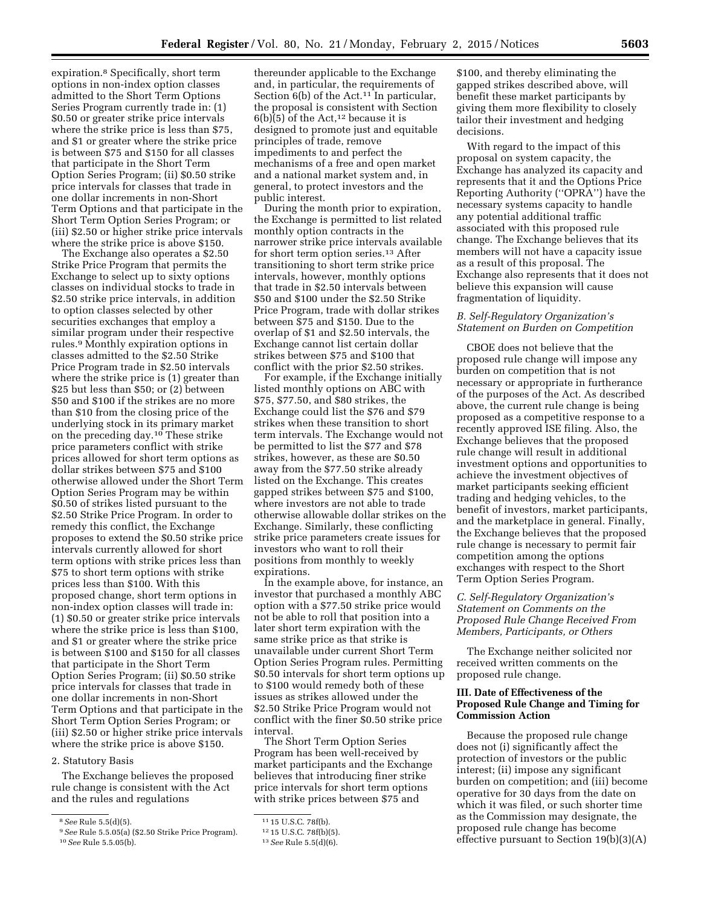expiration.[8] Specifically, short term options in non-index option classes admitted to the Short Term Options Series Program currently trade in: (1) $0.50 or greater strike price intervals where the strike price is less than $75, and $1 or greater where the strike price is between $75 and $150 for all classes that participate in the Short Term Option Series Program; (ii) $0.50 strike price intervals for classes that trade in one dollar increments in non-Short Term Options and that participate in the Short Term Option Series Program; or (iii) $2.50 or higher strike price intervals where the strike price is above $150.

The Exchange also operates a $2.50 Strike Price Program that permits the Exchange to select up to sixty options classes on individual stocks to trade in $2.50 strike price intervals, in addition to option classes selected by other securities exchanges that employ a similar program under their respective rules.[9] Monthly expiration options in classes admitted to the $2.50 Strike Price Program trade in $2.50 intervals where the strike price is (1) greater than $25 but less than $50; or (2) between $50 and $100 if the strikes are no more than $10 from the closing price of the underlying stock in its primary market on the preceding day.[10] These strike price parameters conflict with strike prices allowed for short term options as dollar strikes between $75 and $100 otherwise allowed under the Short Term Option Series Program may be within $0.50 of strikes listed pursuant to the $2.50 Strike Price Program. In order to remedy this conflict, the Exchange proposes to extend the $0.50 strike price intervals currently allowed for short term options with strike prices less than $75 to short term options with strike prices less than $100. With this proposed change, short term options in non-index option classes will trade in: (1) $0.50 or greater strike price intervals where the strike price is less than $100, and $1 or greater where the strike price is between $100 and $150 for all classes that participate in the Short Term Option Series Program; (ii) $0.50 strike price intervals for classes that trade in one dollar increments in non-Short Term Options and that participate in the Short Term Option Series Program; or (iii) $2.50 or higher strike price intervals where the strike price is above $150.

2. Statutory Basis

The Exchange believes the proposed rule change is consistent with the Act and the rules and regulations thereunder applicable to the Exchange and, in particular, the requirements of Section 6(b) of the Act.[11] In particular, the proposal is consistent with Section 6(b)(5) of the Act,[12] because it is designed to promote just and equitable principles of trade, remove impediments to and perfect the mechanisms of a free and open market and a national market system and, in general, to protect investors and the public interest.

During the month prior to expiration, the Exchange is permitted to list related monthly option contracts in the narrower strike price intervals available for short term option series.[13] After transitioning to short term strike price intervals, however, monthly options that trade in $2.50 intervals between $50 and $100 under the $2.50 Strike Price Program, trade with dollar strikes between $75 and $150. Due to the overlap of $1 and $2.50 intervals, the Exchange cannot list certain dollar strikes between $75 and $100 that conflict with the prior $2.50 strikes.

For example, if the Exchange initially listed monthly options on ABC with $75, $77.50, and $80 strikes, the Exchange could list the $76 and $79 strikes when these transition to short term intervals. The Exchange would not be permitted to list the $77 and $78 strikes, however, as these are $0.50 away from the $77.50 strike already listed on the Exchange. This creates gapped strikes between $75 and $100, where investors are not able to trade otherwise allowable dollar strikes on the Exchange. Similarly, these conflicting strike price parameters create issues for investors who want to roll their positions from monthly to weekly expirations.

In the example above, for instance, an investor that purchased a monthly ABC option with a $77.50 strike price would not be able to roll that position into a later short term expiration with the same strike price as that strike is unavailable under current Short Term Option Series Program rules. Permitting $0.50 intervals for short term options up to $100 would remedy both of these issues as strikes allowed under the $2.50 Strike Price Program would not conflict with the finer $0.50 strike price interval.

The Short Term Option Series Program has been well-received by market participants and the Exchange believes that introducing finer strike price intervals for short term options with strike prices between $75 and $100, and thereby eliminating the gapped strikes described above, will benefit these market participants by giving them more flexibility to closely tailor their investment and hedging decisions.

With regard to the impact of this proposal on system capacity, the Exchange has analyzed its capacity and represents that it and the Options Price Reporting Authority ("OPRA") have the necessary systems capacity to handle any potential additional traffic associated with this proposed rule change. The Exchange believes that its members will not have a capacity issue as a result of this proposal. The Exchange also represents that it does not believe this expansion will cause fragmentation of liquidity.

### *B. Self-Regulatory Organization's Statement on Burden on Competition*

CBOE does not believe that the proposed rule change will impose any burden on competition that is not necessary or appropriate in furtherance of the purposes of the Act. As described above, the current rule change is being proposed as a competitive response to a recently approved ISE filing. Also, the Exchange believes that the proposed rule change will result in additional investment options and opportunities to achieve the investment objectives of market participants seeking efficient trading and hedging vehicles, to the benefit of investors, market participants, and the marketplace in general. Finally, the Exchange believes that the proposed rule change is necessary to permit fair competition among the options exchanges with respect to the Short Term Option Series Program.

### *C. Self-Regulatory Organization's Statement on Comments on the Proposed Rule Change Received From Members, Participants, or Others*

The Exchange neither solicited nor received written comments on the proposed rule change.

## III. Date of Effectiveness of the Proposed Rule Change and Timing for Commission Action

Because the proposed rule change does not (i) significantly affect the protection of investors or the public interest; (ii) impose any significant burden on competition; and (iii) become operative for 30 days from the date on which it was filed, or such shorter time as the Commission may designate, the proposed rule change has become effective pursuant to Section 19(b)(3)(A)

---

[8] *See* Rule 5.5(d)(5).

[9] *See* Rule 5.5.05(a) ($2.50 Strike Price Program).

[10] *See* Rule 5.5.05(b).

[11] 15 U.S.C. 78f(b).

[12] 15 U.S.C. 78f(b)(5).

[13] *See* Rule 5.5(d)(6).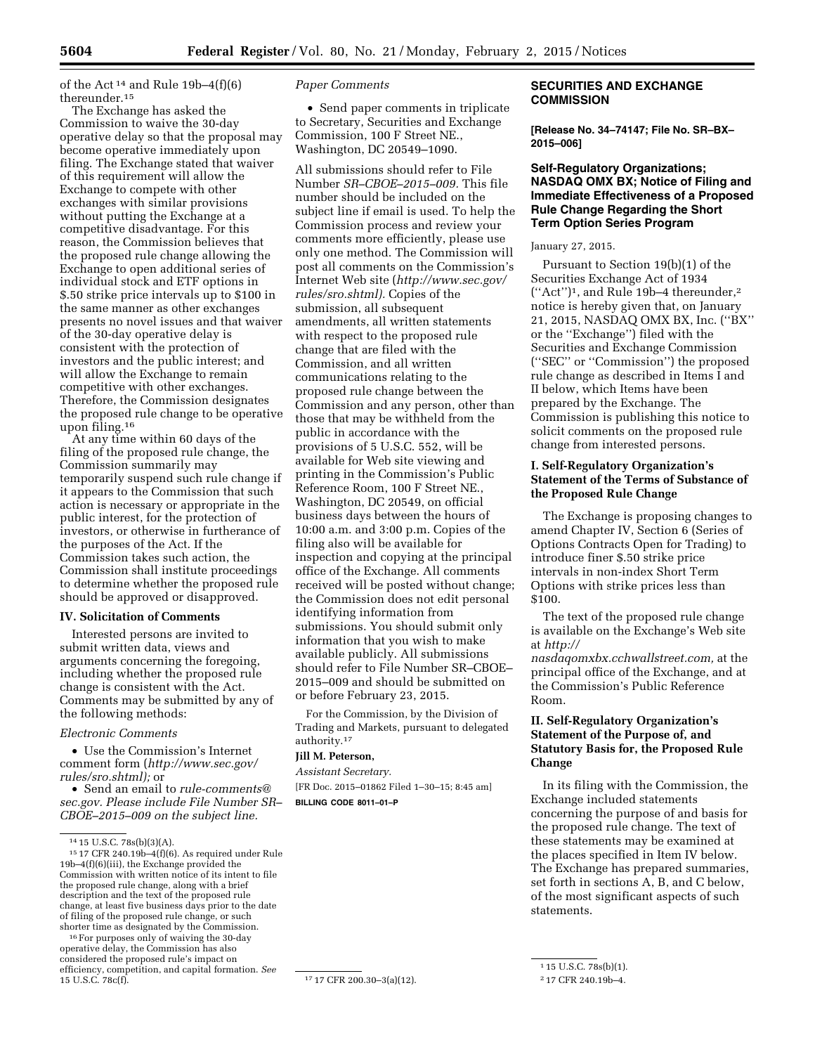of the Act [14] and Rule 19b–4(f)(6) thereunder.[15]

The Exchange has asked the Commission to waive the 30-day operative delay so that the proposal may become operative immediately upon filing. The Exchange stated that waiver of this requirement will allow the Exchange to compete with other exchanges with similar provisions without putting the Exchange at a competitive disadvantage. For this reason, the Commission believes that the proposed rule change allowing the Exchange to open additional series of individual stock and ETF options in $.50 strike price intervals up to $100 in the same manner as other exchanges presents no novel issues and that waiver of the 30-day operative delay is consistent with the protection of investors and the public interest; and will allow the Exchange to remain competitive with other exchanges. Therefore, the Commission designates the proposed rule change to be operative upon filing.[16]

At any time within 60 days of the filing of the proposed rule change, the Commission summarily may temporarily suspend such rule change if it appears to the Commission that such action is necessary or appropriate in the public interest, for the protection of investors, or otherwise in furtherance of the purposes of the Act. If the Commission takes such action, the Commission shall institute proceedings to determine whether the proposed rule should be approved or disapproved.

## IV. Solicitation of Comments

Interested persons are invited to submit written data, views and arguments concerning the foregoing, including whether the proposed rule change is consistent with the Act. Comments may be submitted by any of the following methods:

*Electronic Comments*

- Use the Commission's Internet comment form (*http://www.sec.gov/rules/sro.shtml);* or
- Send an email to *rule-comments@sec.gov. Please include File Number SR–CBOE–2015–009 on the subject line.*

*Paper Comments*

- Send paper comments in triplicate to Secretary, Securities and Exchange Commission, 100 F Street NE., Washington, DC 20549–1090.

All submissions should refer to File Number *SR–CBOE–2015–009.* This file number should be included on the subject line if email is used. To help the Commission process and review your comments more efficiently, please use only one method. The Commission will post all comments on the Commission's Internet Web site (*http://www.sec.gov/rules/sro.shtml).* Copies of the submission, all subsequent amendments, all written statements with respect to the proposed rule change that are filed with the Commission, and all written communications relating to the proposed rule change between the Commission and any person, other than those that may be withheld from the public in accordance with the provisions of 5 U.S.C. 552, will be available for Web site viewing and printing in the Commission's Public Reference Room, 100 F Street NE., Washington, DC 20549, on official business days between the hours of 10:00 a.m. and 3:00 p.m. Copies of the filing also will be available for inspection and copying at the principal office of the Exchange. All comments received will be posted without change; the Commission does not edit personal identifying information from submissions. You should submit only information that you wish to make available publicly. All submissions should refer to File Number SR–CBOE–2015–009 and should be submitted on or before February 23, 2015.

For the Commission, by the Division of Trading and Markets, pursuant to delegated authority.[17]

**Jill M. Peterson,**

*Assistant Secretary.*

[FR Doc. 2015–01862 Filed 1–30–15; 8:45 am]

**BILLING CODE 8011–01–P**

[14] 15 U.S.C. 78s(b)(3)(A).

[15] 17 CFR 240.19b–4(f)(6). As required under Rule 19b–4(f)(6)(iii), the Exchange provided the Commission with written notice of its intent to file the proposed rule change, along with a brief description and the text of the proposed rule change, at least five business days prior to the date of filing of the proposed rule change, or such shorter time as designated by the Commission.

[16] For purposes only of waiving the 30-day operative delay, the Commission has also considered the proposed rule's impact on efficiency, competition, and capital formation. *See* 15 U.S.C. 78c(f).

[17] 17 CFR 200.30–3(a)(12).

## SECURITIES AND EXCHANGE COMMISSION

**[Release No. 34–74147; File No. SR–BX–2015–006]**

### Self-Regulatory Organizations; NASDAQ OMX BX; Notice of Filing and Immediate Effectiveness of a Proposed Rule Change Regarding the Short Term Option Series Program

January 27, 2015.

Pursuant to Section 19(b)(1) of the Securities Exchange Act of 1934 (''Act'')[1], and Rule 19b–4 thereunder,[2] notice is hereby given that, on January 21, 2015, NASDAQ OMX BX, Inc. (''BX'' or the ''Exchange'') filed with the Securities and Exchange Commission (''SEC'' or ''Commission'') the proposed rule change as described in Items I and II below, which Items have been prepared by the Exchange. The Commission is publishing this notice to solicit comments on the proposed rule change from interested persons.

## I. Self-Regulatory Organization's Statement of the Terms of Substance of the Proposed Rule Change

The Exchange is proposing changes to amend Chapter IV, Section 6 (Series of Options Contracts Open for Trading) to introduce finer $.50 strike price intervals in non-index Short Term Options with strike prices less than $100.

The text of the proposed rule change is available on the Exchange's Web site at *http://nasdaqomxbx.cchwallstreet.com,* at the principal office of the Exchange, and at the Commission's Public Reference Room.

## II. Self-Regulatory Organization's Statement of the Purpose of, and Statutory Basis for, the Proposed Rule Change

In its filing with the Commission, the Exchange included statements concerning the purpose of and basis for the proposed rule change. The text of these statements may be examined at the places specified in Item IV below. The Exchange has prepared summaries, set forth in sections A, B, and C below, of the most significant aspects of such statements.

[1] 15 U.S.C. 78s(b)(1).

[2] 17 CFR 240.19b–4.